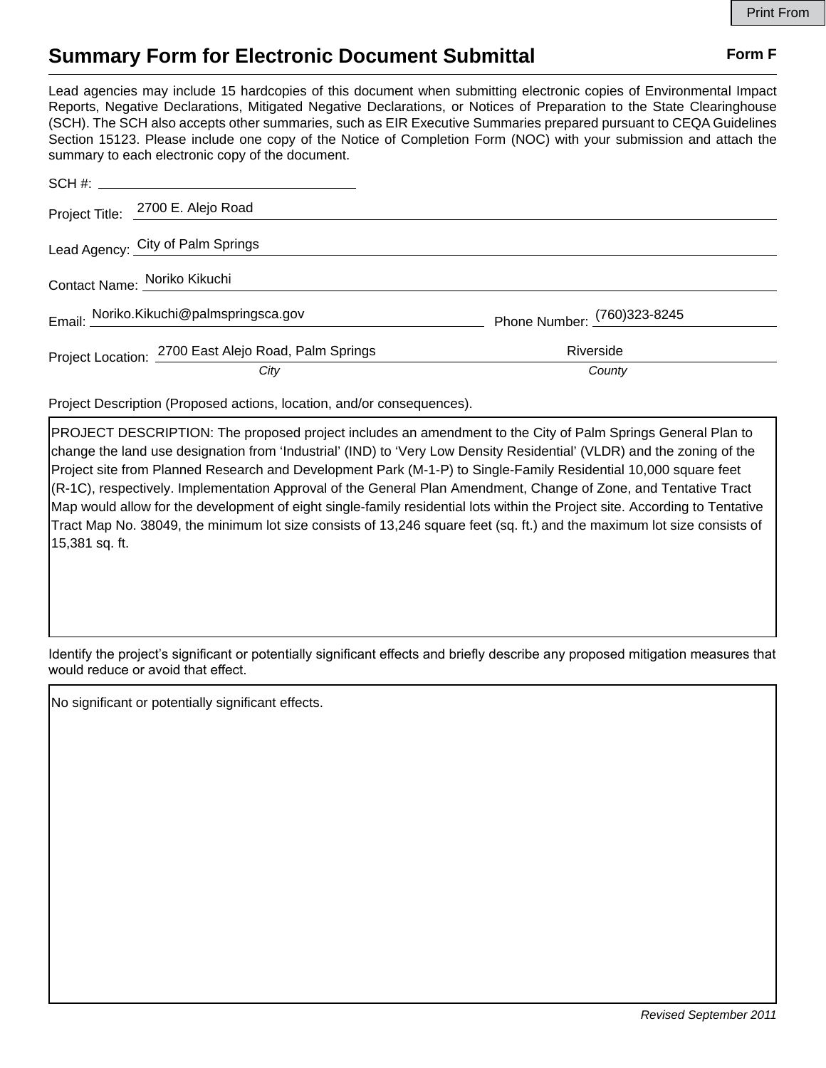# Summary Form for Electronic Document Submittal

**Form F**

Lead agencies may include 15 hardcopies of this document when submitting electronic copies of Environmental Impact Reports, Negative Declarations, Mitigated Negative Declarations, or Notices of Preparation to the State Clearinghouse (SCH). The SCH also accepts other summaries, such as EIR Executive Summaries prepared pursuant to CEQA Guidelines Section 15123. Please include one copy of the Notice of Completion Form (NOC) with your submission and attach the summary to each electronic copy of the document.

SCH #: 

Project Title: 2700 E. Alejo Road

Lead Agency: City of Palm Springs

Contact Name: Noriko Kikuchi

Email: Noriko.Kikuchi@palmspringsca.gov Phone Number: (760)323-8245

Project Location: 2700 East Alejo Road, Palm Springs (*City*) Riverside (*County*)

Project Description (Proposed actions, location, and/or consequences).

PROJECT DESCRIPTION: The proposed project includes an amendment to the City of Palm Springs General Plan to change the land use designation from 'Industrial' (IND) to 'Very Low Density Residential' (VLDR) and the zoning of the Project site from Planned Research and Development Park (M-1-P) to Single-Family Residential 10,000 square feet (R-1C), respectively. Implementation Approval of the General Plan Amendment, Change of Zone, and Tentative Tract Map would allow for the development of eight single-family residential lots within the Project site. According to Tentative Tract Map No. 38049, the minimum lot size consists of 13,246 square feet (sq. ft.) and the maximum lot size consists of 15,381 sq. ft.

Identify the project's significant or potentially significant effects and briefly describe any proposed mitigation measures that would reduce or avoid that effect.

No significant or potentially significant effects.

*Revised September 2011*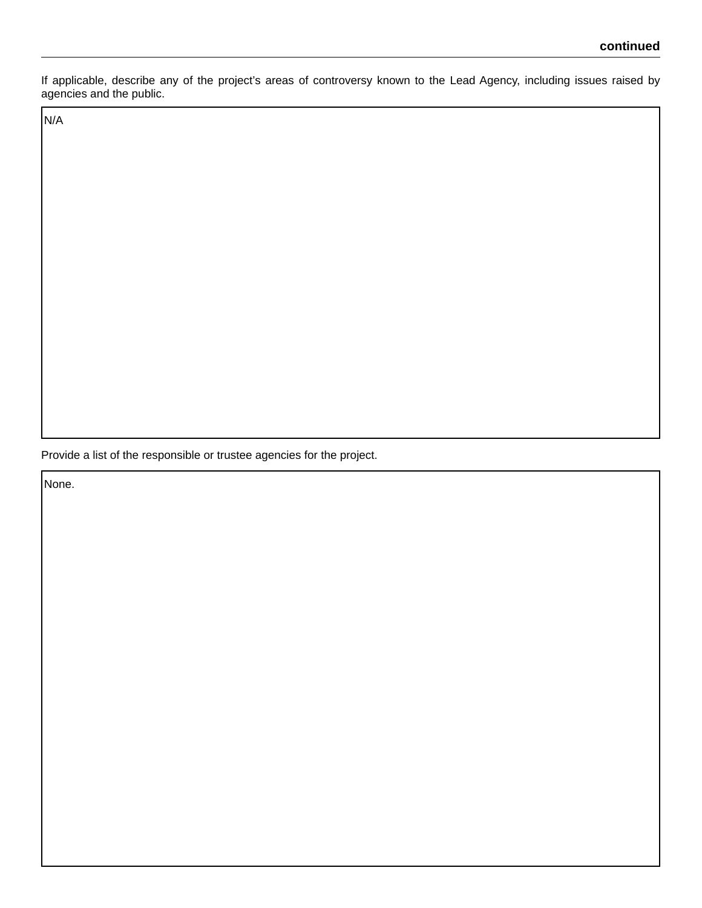**continued**

If applicable, describe any of the project's areas of controversy known to the Lead Agency, including issues raised by agencies and the public.

N/A

Provide a list of the responsible or trustee agencies for the project.

None.